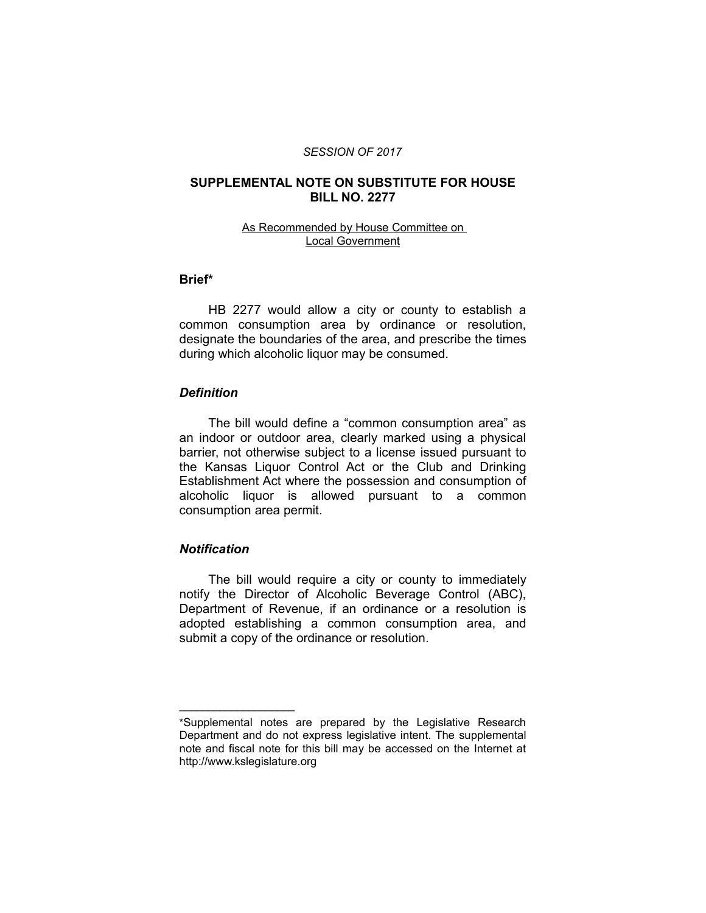*SESSION OF 2017*

# SUPPLEMENTAL NOTE ON SUBSTITUTE FOR HOUSE BILL NO. 2277

As Recommended by House Committee on Local Government

## Brief*

HB 2277 would allow a city or county to establish a common consumption area by ordinance or resolution, designate the boundaries of the area, and prescribe the times during which alcoholic liquor may be consumed.

### *Definition*

The bill would define a "common consumption area" as an indoor or outdoor area, clearly marked using a physical barrier, not otherwise subject to a license issued pursuant to the Kansas Liquor Control Act or the Club and Drinking Establishment Act where the possession and consumption of alcoholic liquor is allowed pursuant to a common consumption area permit.

### *Notification*

The bill would require a city or county to immediately notify the Director of Alcoholic Beverage Control (ABC), Department of Revenue, if an ordinance or a resolution is adopted establishing a common consumption area, and submit a copy of the ordinance or resolution.

---

*Supplemental notes are prepared by the Legislative Research Department and do not express legislative intent. The supplemental note and fiscal note for this bill may be accessed on the Internet at http://www.kslegislature.org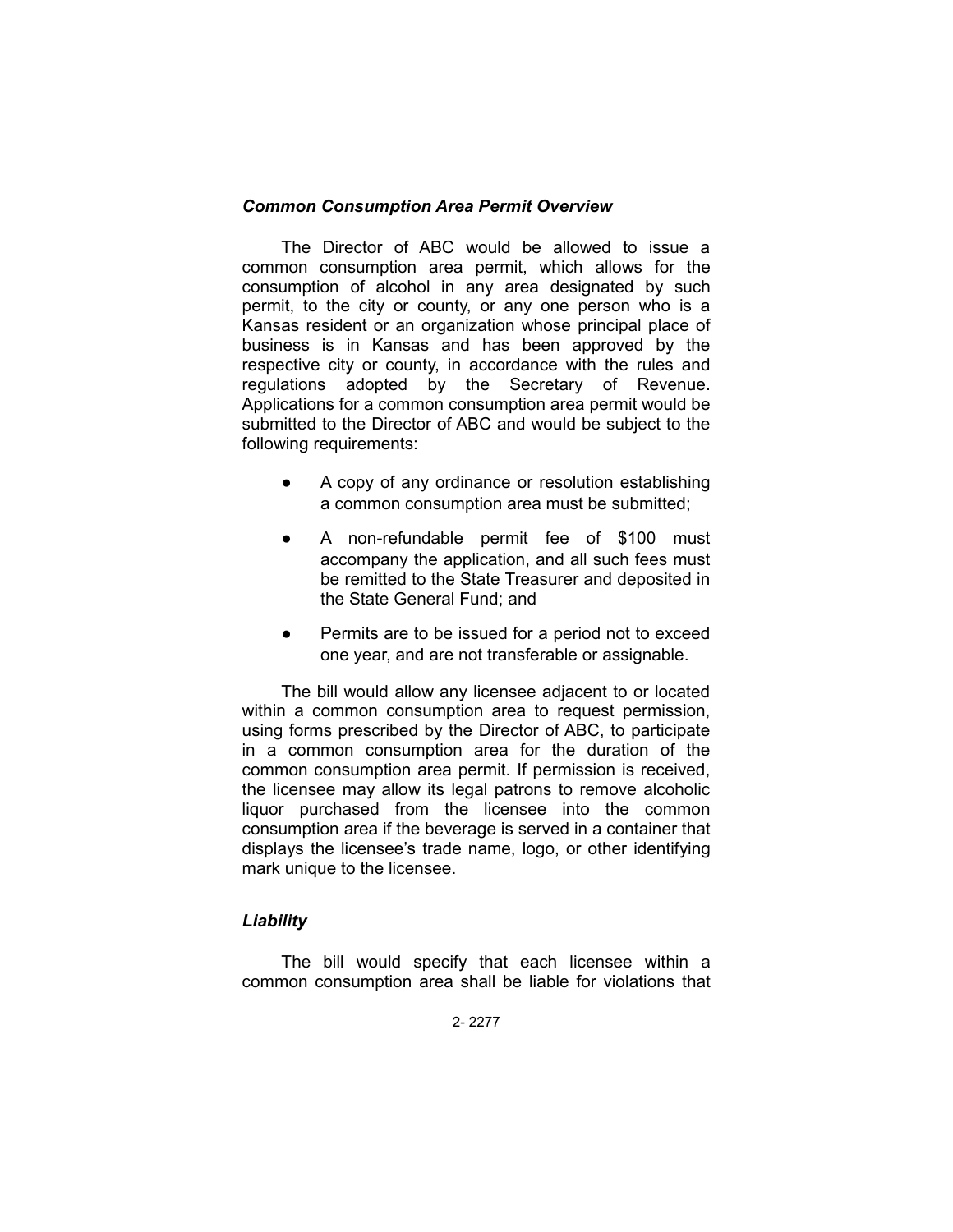### *Common Consumption Area Permit Overview*

The Director of ABC would be allowed to issue a common consumption area permit, which allows for the consumption of alcohol in any area designated by such permit, to the city or county, or any one person who is a Kansas resident or an organization whose principal place of business is in Kansas and has been approved by the respective city or county, in accordance with the rules and regulations adopted by the Secretary of Revenue. Applications for a common consumption area permit would be submitted to the Director of ABC and would be subject to the following requirements:

- A copy of any ordinance or resolution establishing a common consumption area must be submitted;
- A non-refundable permit fee of $100 must accompany the application, and all such fees must be remitted to the State Treasurer and deposited in the State General Fund; and
- Permits are to be issued for a period not to exceed one year, and are not transferable or assignable.

The bill would allow any licensee adjacent to or located within a common consumption area to request permission, using forms prescribed by the Director of ABC, to participate in a common consumption area for the duration of the common consumption area permit. If permission is received, the licensee may allow its legal patrons to remove alcoholic liquor purchased from the licensee into the common consumption area if the beverage is served in a container that displays the licensee's trade name, logo, or other identifying mark unique to the licensee.

### *Liability*

The bill would specify that each licensee within a common consumption area shall be liable for violations that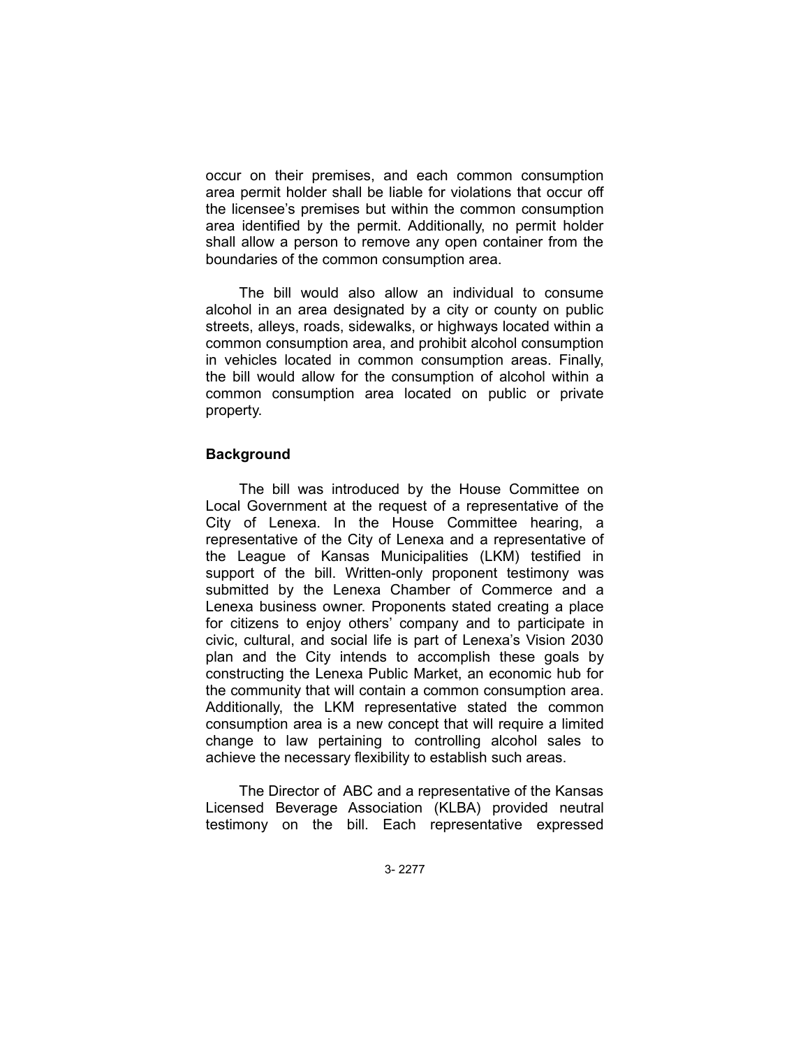occur on their premises, and each common consumption area permit holder shall be liable for violations that occur off the licensee's premises but within the common consumption area identified by the permit. Additionally, no permit holder shall allow a person to remove any open container from the boundaries of the common consumption area.

The bill would also allow an individual to consume alcohol in an area designated by a city or county on public streets, alleys, roads, sidewalks, or highways located within a common consumption area, and prohibit alcohol consumption in vehicles located in common consumption areas. Finally, the bill would allow for the consumption of alcohol within a common consumption area located on public or private property.

### Background

The bill was introduced by the House Committee on Local Government at the request of a representative of the City of Lenexa. In the House Committee hearing, a representative of the City of Lenexa and a representative of the League of Kansas Municipalities (LKM) testified in support of the bill. Written-only proponent testimony was submitted by the Lenexa Chamber of Commerce and a Lenexa business owner. Proponents stated creating a place for citizens to enjoy others' company and to participate in civic, cultural, and social life is part of Lenexa's Vision 2030 plan and the City intends to accomplish these goals by constructing the Lenexa Public Market, an economic hub for the community that will contain a common consumption area. Additionally, the LKM representative stated the common consumption area is a new concept that will require a limited change to law pertaining to controlling alcohol sales to achieve the necessary flexibility to establish such areas.

The Director of ABC and a representative of the Kansas Licensed Beverage Association (KLBA) provided neutral testimony on the bill. Each representative expressed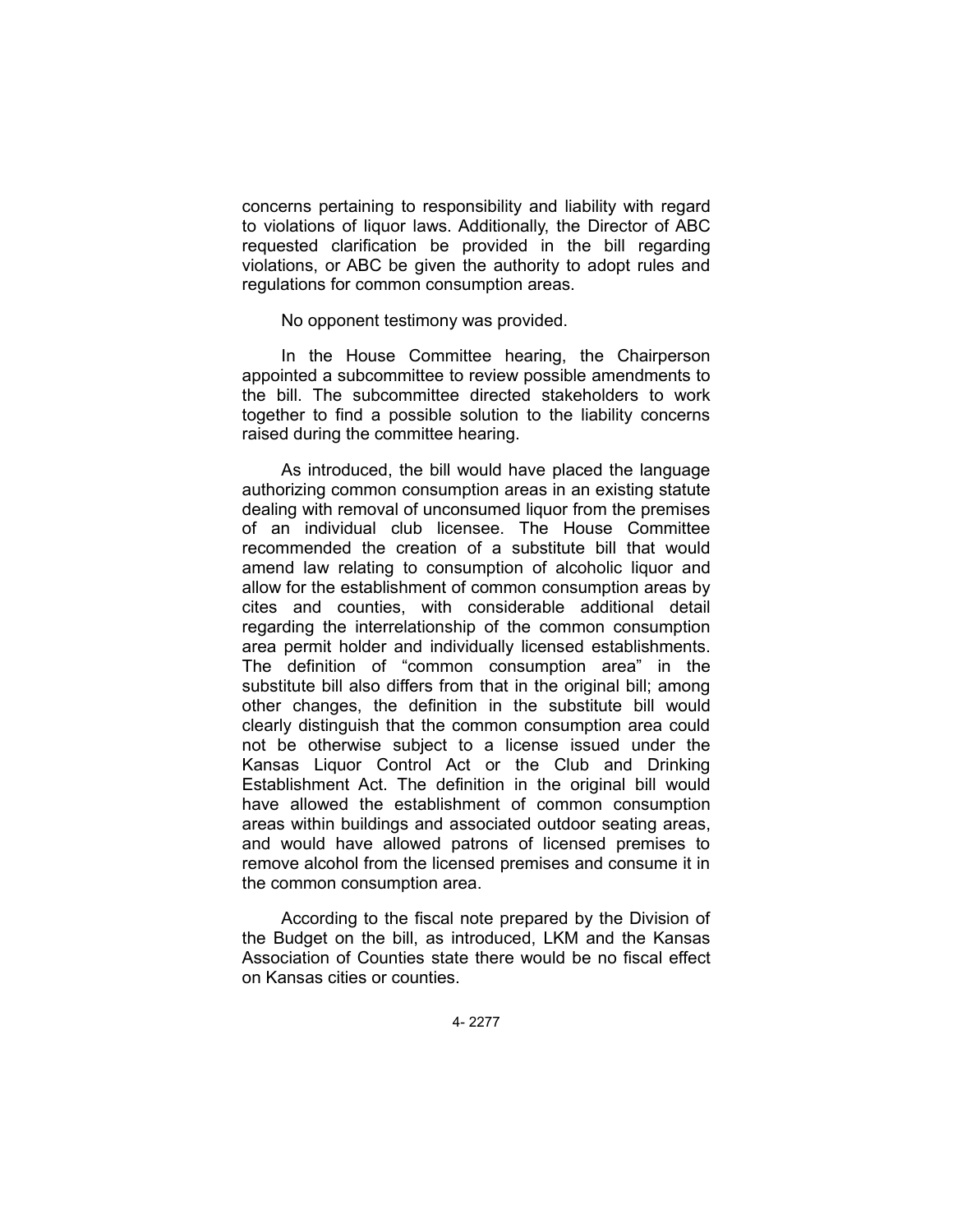concerns pertaining to responsibility and liability with regard to violations of liquor laws. Additionally, the Director of ABC requested clarification be provided in the bill regarding violations, or ABC be given the authority to adopt rules and regulations for common consumption areas.

No opponent testimony was provided.

In the House Committee hearing, the Chairperson appointed a subcommittee to review possible amendments to the bill. The subcommittee directed stakeholders to work together to find a possible solution to the liability concerns raised during the committee hearing.

As introduced, the bill would have placed the language authorizing common consumption areas in an existing statute dealing with removal of unconsumed liquor from the premises of an individual club licensee. The House Committee recommended the creation of a substitute bill that would amend law relating to consumption of alcoholic liquor and allow for the establishment of common consumption areas by cites and counties, with considerable additional detail regarding the interrelationship of the common consumption area permit holder and individually licensed establishments. The definition of "common consumption area" in the substitute bill also differs from that in the original bill; among other changes, the definition in the substitute bill would clearly distinguish that the common consumption area could not be otherwise subject to a license issued under the Kansas Liquor Control Act or the Club and Drinking Establishment Act. The definition in the original bill would have allowed the establishment of common consumption areas within buildings and associated outdoor seating areas, and would have allowed patrons of licensed premises to remove alcohol from the licensed premises and consume it in the common consumption area.

According to the fiscal note prepared by the Division of the Budget on the bill, as introduced, LKM and the Kansas Association of Counties state there would be no fiscal effect on Kansas cities or counties.